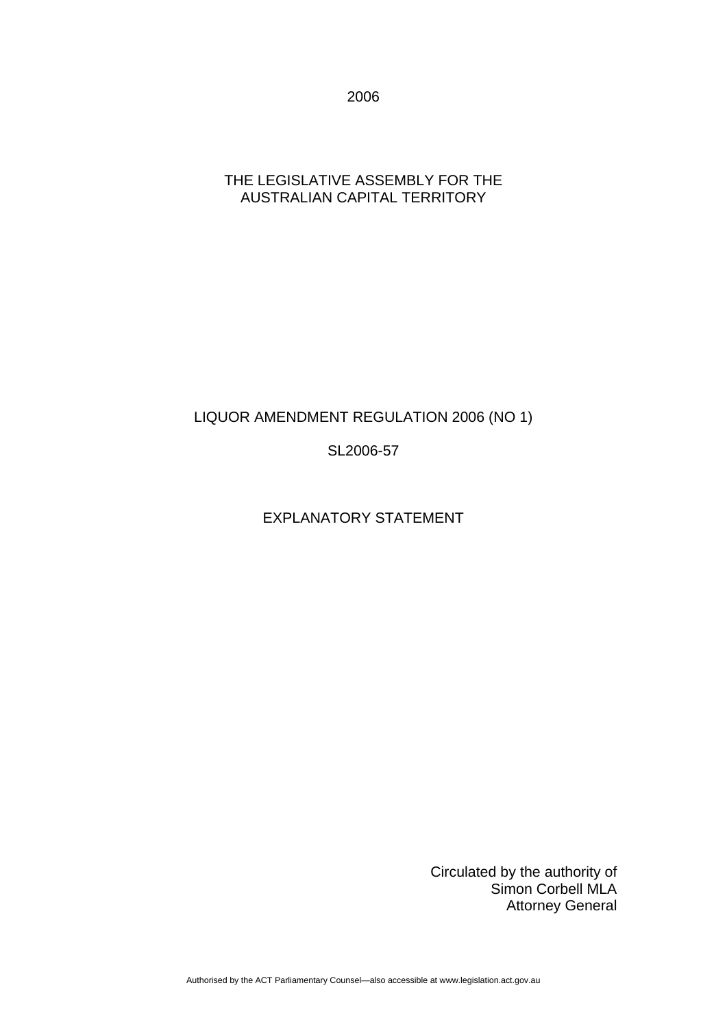2006

THE LEGISLATIVE ASSEMBLY FOR THE AUSTRALIAN CAPITAL TERRITORY

# LIQUOR AMENDMENT REGULATION 2006 (NO 1)

SL2006-57

## EXPLANATORY STATEMENT

Circulated by the authority of
Simon Corbell MLA
Attorney General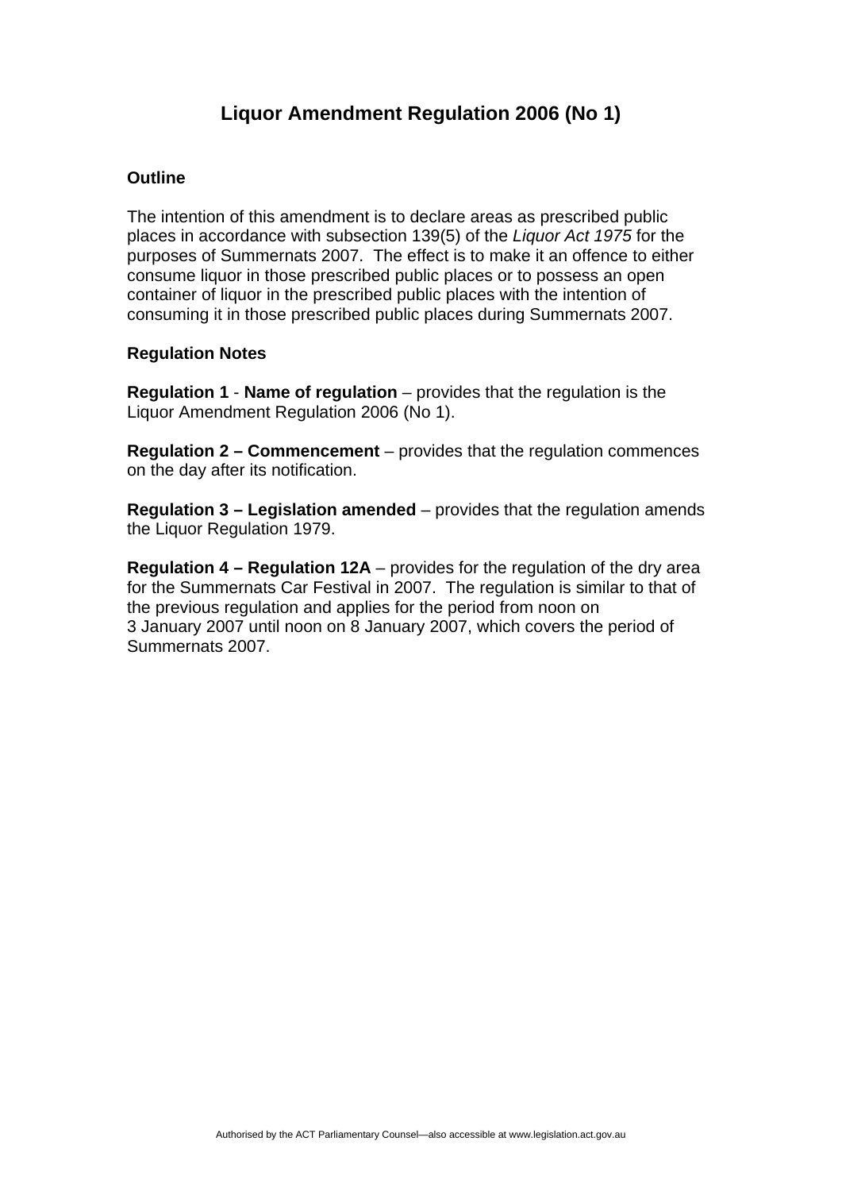# Liquor Amendment Regulation 2006 (No 1)

**Outline**

The intention of this amendment is to declare areas as prescribed public places in accordance with subsection 139(5) of the *Liquor Act 1975* for the purposes of Summernats 2007. The effect is to make it an offence to either consume liquor in those prescribed public places or to possess an open container of liquor in the prescribed public places with the intention of consuming it in those prescribed public places during Summernats 2007.

**Regulation Notes**

**Regulation 1** - **Name of regulation** – provides that the regulation is the Liquor Amendment Regulation 2006 (No 1).

**Regulation 2 – Commencement** – provides that the regulation commences on the day after its notification.

**Regulation 3 – Legislation amended** – provides that the regulation amends the Liquor Regulation 1979.

**Regulation 4 – Regulation 12A** – provides for the regulation of the dry area for the Summernats Car Festival in 2007. The regulation is similar to that of the previous regulation and applies for the period from noon on 3 January 2007 until noon on 8 January 2007, which covers the period of Summernats 2007.